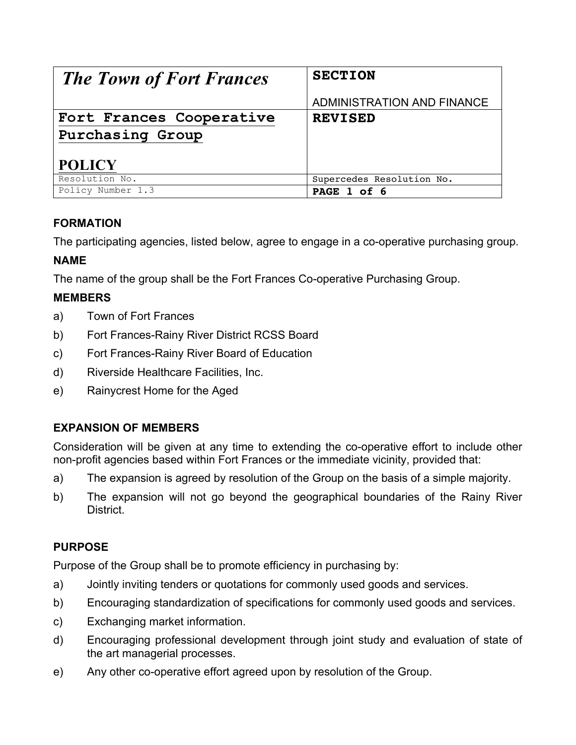| *The Town of Fort Frances* | **SECTION**<br><br>ADMINISTRATION AND FINANCE |
| --- | --- |
| **Fort Frances Cooperative Purchasing Group**<br><br>**POLICY** | **REVISED** |
| Resolution No. | Supercedes Resolution No. |
| Policy Number 1.3 | **PAGE 1 of 6** |

### FORMATION

The participating agencies, listed below, agree to engage in a co-operative purchasing group.

### NAME

The name of the group shall be the Fort Frances Co-operative Purchasing Group.

### MEMBERS

a) Town of Fort Frances

b) Fort Frances-Rainy River District RCSS Board

c) Fort Frances-Rainy River Board of Education

d) Riverside Healthcare Facilities, Inc.

e) Rainycrest Home for the Aged

### EXPANSION OF MEMBERS

Consideration will be given at any time to extending the co-operative effort to include other non-profit agencies based within Fort Frances or the immediate vicinity, provided that:

a) The expansion is agreed by resolution of the Group on the basis of a simple majority.

b) The expansion will not go beyond the geographical boundaries of the Rainy River District.

### PURPOSE

Purpose of the Group shall be to promote efficiency in purchasing by:

a) Jointly inviting tenders or quotations for commonly used goods and services.

b) Encouraging standardization of specifications for commonly used goods and services.

c) Exchanging market information.

d) Encouraging professional development through joint study and evaluation of state of the art managerial processes.

e) Any other co-operative effort agreed upon by resolution of the Group.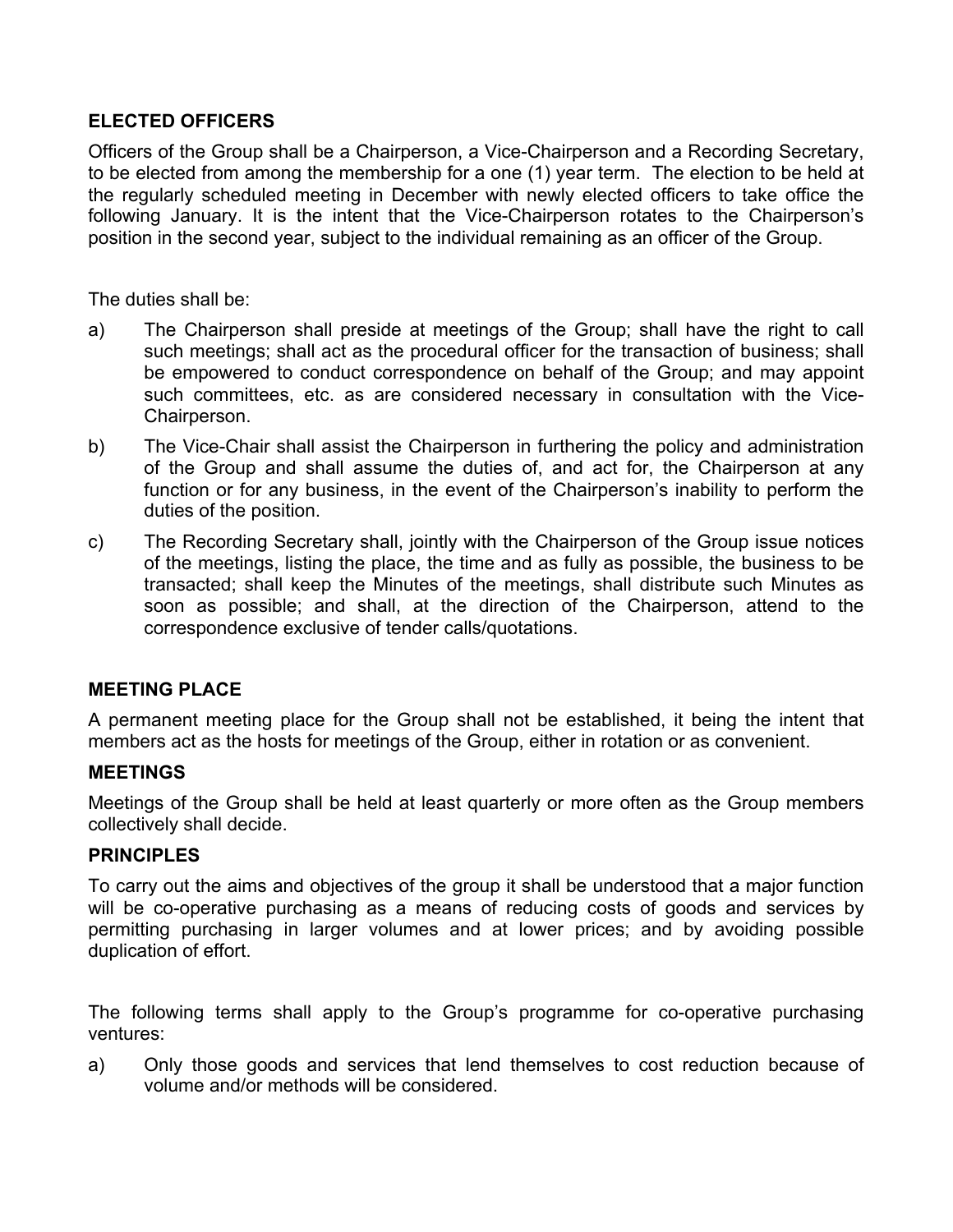## ELECTED OFFICERS

Officers of the Group shall be a Chairperson, a Vice-Chairperson and a Recording Secretary, to be elected from among the membership for a one (1) year term. The election to be held at the regularly scheduled meeting in December with newly elected officers to take office the following January. It is the intent that the Vice-Chairperson rotates to the Chairperson's position in the second year, subject to the individual remaining as an officer of the Group.

The duties shall be:

a) The Chairperson shall preside at meetings of the Group; shall have the right to call such meetings; shall act as the procedural officer for the transaction of business; shall be empowered to conduct correspondence on behalf of the Group; and may appoint such committees, etc. as are considered necessary in consultation with the Vice-Chairperson.

b) The Vice-Chair shall assist the Chairperson in furthering the policy and administration of the Group and shall assume the duties of, and act for, the Chairperson at any function or for any business, in the event of the Chairperson's inability to perform the duties of the position.

c) The Recording Secretary shall, jointly with the Chairperson of the Group issue notices of the meetings, listing the place, the time and as fully as possible, the business to be transacted; shall keep the Minutes of the meetings, shall distribute such Minutes as soon as possible; and shall, at the direction of the Chairperson, attend to the correspondence exclusive of tender calls/quotations.

## MEETING PLACE

A permanent meeting place for the Group shall not be established, it being the intent that members act as the hosts for meetings of the Group, either in rotation or as convenient.

## MEETINGS

Meetings of the Group shall be held at least quarterly or more often as the Group members collectively shall decide.

## PRINCIPLES

To carry out the aims and objectives of the group it shall be understood that a major function will be co-operative purchasing as a means of reducing costs of goods and services by permitting purchasing in larger volumes and at lower prices; and by avoiding possible duplication of effort.

The following terms shall apply to the Group's programme for co-operative purchasing ventures:

a) Only those goods and services that lend themselves to cost reduction because of volume and/or methods will be considered.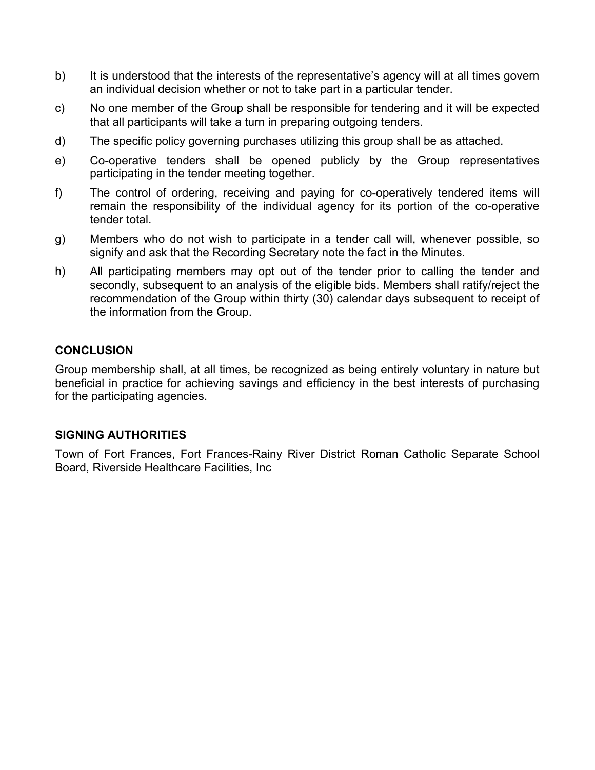b) It is understood that the interests of the representative's agency will at all times govern an individual decision whether or not to take part in a particular tender.

c) No one member of the Group shall be responsible for tendering and it will be expected that all participants will take a turn in preparing outgoing tenders.

d) The specific policy governing purchases utilizing this group shall be as attached.

e) Co-operative tenders shall be opened publicly by the Group representatives participating in the tender meeting together.

f) The control of ordering, receiving and paying for co-operatively tendered items will remain the responsibility of the individual agency for its portion of the co-operative tender total.

g) Members who do not wish to participate in a tender call will, whenever possible, so signify and ask that the Recording Secretary note the fact in the Minutes.

h) All participating members may opt out of the tender prior to calling the tender and secondly, subsequent to an analysis of the eligible bids. Members shall ratify/reject the recommendation of the Group within thirty (30) calendar days subsequent to receipt of the information from the Group.

**CONCLUSION**

Group membership shall, at all times, be recognized as being entirely voluntary in nature but beneficial in practice for achieving savings and efficiency in the best interests of purchasing for the participating agencies.

**SIGNING AUTHORITIES**

Town of Fort Frances, Fort Frances-Rainy River District Roman Catholic Separate School Board, Riverside Healthcare Facilities, Inc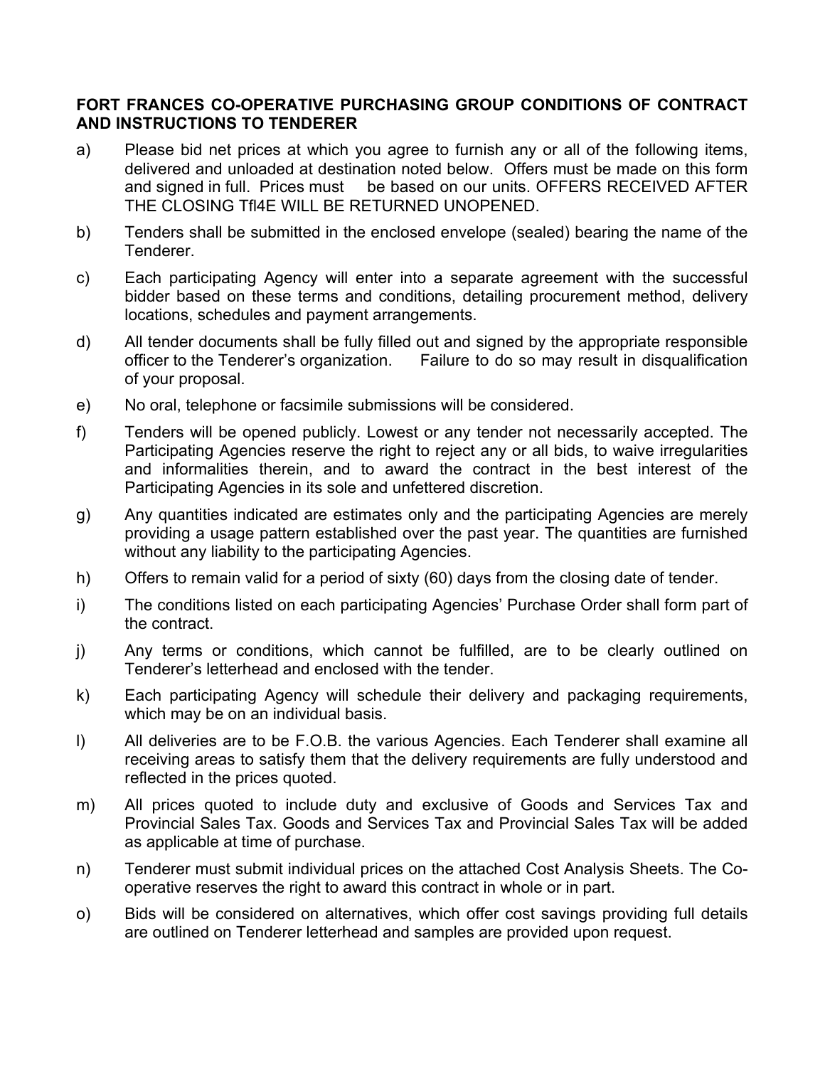**FORT FRANCES CO-OPERATIVE PURCHASING GROUP CONDITIONS OF CONTRACT AND INSTRUCTIONS TO TENDERER**

a) Please bid net prices at which you agree to furnish any or all of the following items, delivered and unloaded at destination noted below. Offers must be made on this form and signed in full. Prices must be based on our units. OFFERS RECEIVED AFTER THE CLOSING Tfl4E WILL BE RETURNED UNOPENED.

b) Tenders shall be submitted in the enclosed envelope (sealed) bearing the name of the Tenderer.

c) Each participating Agency will enter into a separate agreement with the successful bidder based on these terms and conditions, detailing procurement method, delivery locations, schedules and payment arrangements.

d) All tender documents shall be fully filled out and signed by the appropriate responsible officer to the Tenderer's organization. Failure to do so may result in disqualification of your proposal.

e) No oral, telephone or facsimile submissions will be considered.

f) Tenders will be opened publicly. Lowest or any tender not necessarily accepted. The Participating Agencies reserve the right to reject any or all bids, to waive irregularities and informalities therein, and to award the contract in the best interest of the Participating Agencies in its sole and unfettered discretion.

g) Any quantities indicated are estimates only and the participating Agencies are merely providing a usage pattern established over the past year. The quantities are furnished without any liability to the participating Agencies.

h) Offers to remain valid for a period of sixty (60) days from the closing date of tender.

i) The conditions listed on each participating Agencies' Purchase Order shall form part of the contract.

j) Any terms or conditions, which cannot be fulfilled, are to be clearly outlined on Tenderer's letterhead and enclosed with the tender.

k) Each participating Agency will schedule their delivery and packaging requirements, which may be on an individual basis.

l) All deliveries are to be F.O.B. the various Agencies. Each Tenderer shall examine all receiving areas to satisfy them that the delivery requirements are fully understood and reflected in the prices quoted.

m) All prices quoted to include duty and exclusive of Goods and Services Tax and Provincial Sales Tax. Goods and Services Tax and Provincial Sales Tax will be added as applicable at time of purchase.

n) Tenderer must submit individual prices on the attached Cost Analysis Sheets. The Co-operative reserves the right to award this contract in whole or in part.

o) Bids will be considered on alternatives, which offer cost savings providing full details are outlined on Tenderer letterhead and samples are provided upon request.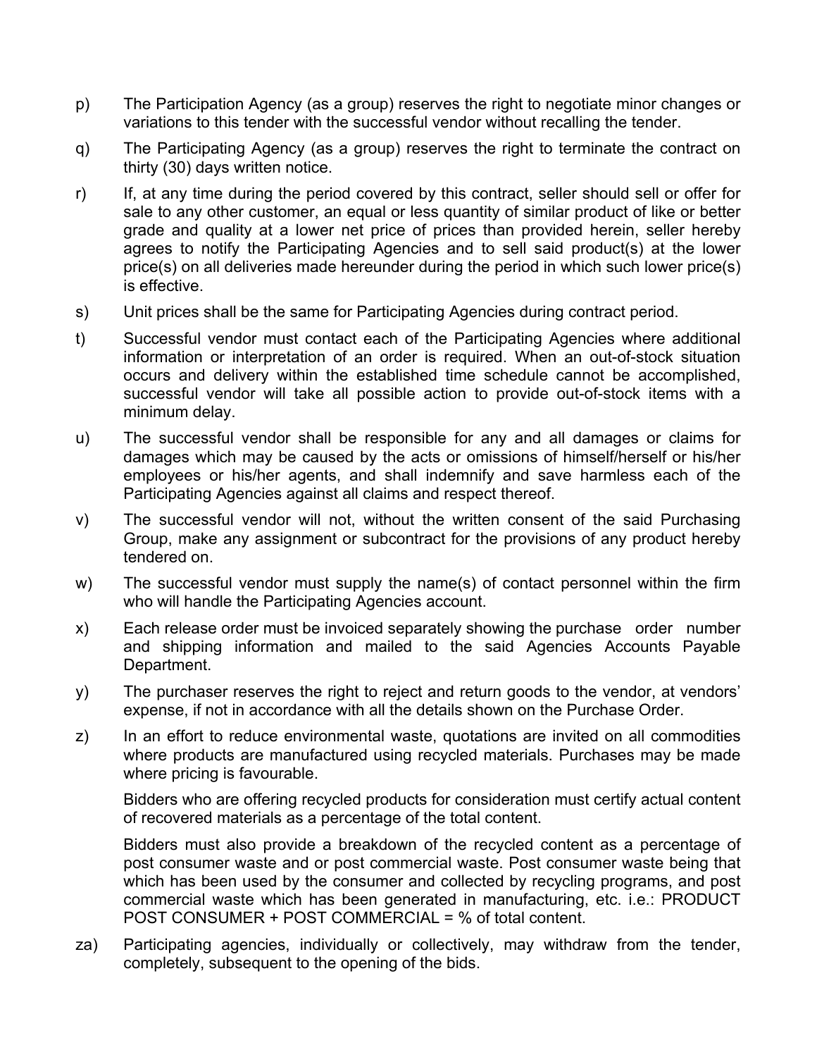p) The Participation Agency (as a group) reserves the right to negotiate minor changes or variations to this tender with the successful vendor without recalling the tender.

q) The Participating Agency (as a group) reserves the right to terminate the contract on thirty (30) days written notice.

r) If, at any time during the period covered by this contract, seller should sell or offer for sale to any other customer, an equal or less quantity of similar product of like or better grade and quality at a lower net price of prices than provided herein, seller hereby agrees to notify the Participating Agencies and to sell said product(s) at the lower price(s) on all deliveries made hereunder during the period in which such lower price(s) is effective.

s) Unit prices shall be the same for Participating Agencies during contract period.

t) Successful vendor must contact each of the Participating Agencies where additional information or interpretation of an order is required. When an out-of-stock situation occurs and delivery within the established time schedule cannot be accomplished, successful vendor will take all possible action to provide out-of-stock items with a minimum delay.

u) The successful vendor shall be responsible for any and all damages or claims for damages which may be caused by the acts or omissions of himself/herself or his/her employees or his/her agents, and shall indemnify and save harmless each of the Participating Agencies against all claims and respect thereof.

v) The successful vendor will not, without the written consent of the said Purchasing Group, make any assignment or subcontract for the provisions of any product hereby tendered on.

w) The successful vendor must supply the name(s) of contact personnel within the firm who will handle the Participating Agencies account.

x) Each release order must be invoiced separately showing the purchase order number and shipping information and mailed to the said Agencies Accounts Payable Department.

y) The purchaser reserves the right to reject and return goods to the vendor, at vendors' expense, if not in accordance with all the details shown on the Purchase Order.

z) In an effort to reduce environmental waste, quotations are invited on all commodities where products are manufactured using recycled materials. Purchases may be made where pricing is favourable.

   Bidders who are offering recycled products for consideration must certify actual content of recovered materials as a percentage of the total content.

   Bidders must also provide a breakdown of the recycled content as a percentage of post consumer waste and or post commercial waste. Post consumer waste being that which has been used by the consumer and collected by recycling programs, and post commercial waste which has been generated in manufacturing, etc. i.e.: PRODUCT POST CONSUMER + POST COMMERCIAL = % of total content.

za) Participating agencies, individually or collectively, may withdraw from the tender, completely, subsequent to the opening of the bids.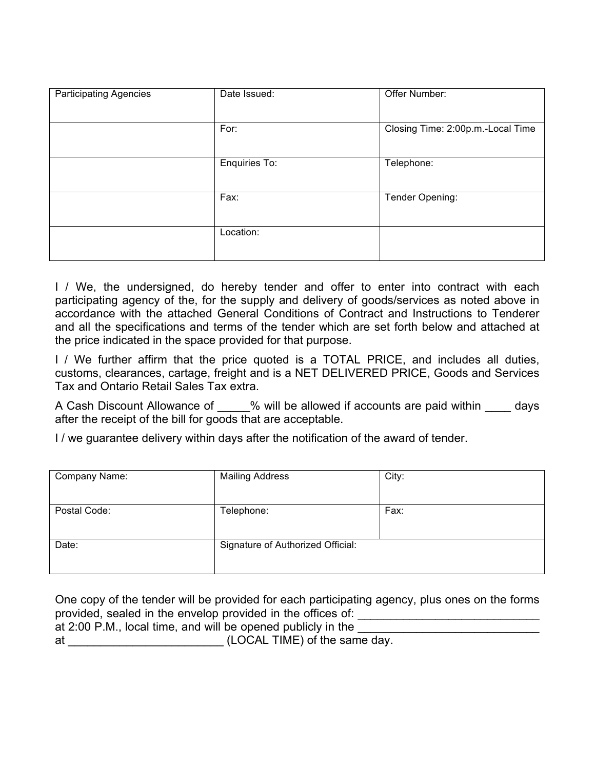| | | |
|---|---|---|
| Participating Agencies | Date Issued: | Offer Number: |
| | For: | Closing Time: 2:00p.m.-Local Time |
| | Enquiries To: | Telephone: |
| | Fax: | Tender Opening: |
| | Location: | |

I / We, the undersigned, do hereby tender and offer to enter into contract with each participating agency of the, for the supply and delivery of goods/services as noted above in accordance with the attached General Conditions of Contract and Instructions to Tenderer and all the specifications and terms of the tender which are set forth below and attached at the price indicated in the space provided for that purpose.

I / We further affirm that the price quoted is a TOTAL PRICE, and includes all duties, customs, clearances, cartage, freight and is a NET DELIVERED PRICE, Goods and Services Tax and Ontario Retail Sales Tax extra.

A Cash Discount Allowance of _____% will be allowed if accounts are paid within ____ days after the receipt of the bill for goods that are acceptable.

I / we guarantee delivery within days after the notification of the award of tender.

| | | |
|---|---|---|
| Company Name: | Mailing Address | City: |
| Postal Code: | Telephone: | Fax: |
| Date: | Signature of Authorized Official: | |

One copy of the tender will be provided for each participating agency, plus ones on the forms provided, sealed in the envelop provided in the offices of: ___________________________ at 2:00 P.M., local time, and will be opened publicly in the ___________________________ at ________________________ (LOCAL TIME) of the same day.